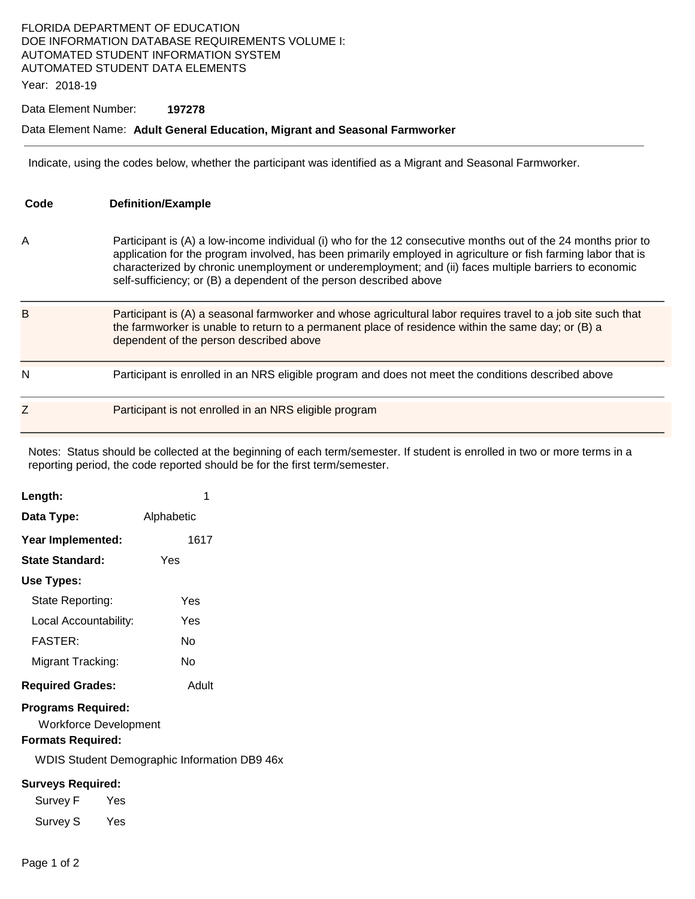FLORIDA DEPARTMENT OF EDUCATION
DOE INFORMATION DATABASE REQUIREMENTS VOLUME I:
AUTOMATED STUDENT INFORMATION SYSTEM
AUTOMATED STUDENT DATA ELEMENTS

Year: 2018-19

Data Element Number: **197278**

Data Element Name: **Adult General Education, Migrant and Seasonal Farmworker**

---

Indicate, using the codes below, whether the participant was identified as a Migrant and Seasonal Farmworker.

| Code | Definition/Example |
| --- | --- |
| A | Participant is (A) a low-income individual (i) who for the 12 consecutive months out of the 24 months prior to application for the program involved, has been primarily employed in agriculture or fish farming labor that is characterized by chronic unemployment or underemployment; and (ii) faces multiple barriers to economic self-sufficiency; or (B) a dependent of the person described above |
| B | Participant is (A) a seasonal farmworker and whose agricultural labor requires travel to a job site such that the farmworker is unable to return to a permanent place of residence within the same day; or (B) a dependent of the person described above |
| N | Participant is enrolled in an NRS eligible program and does not meet the conditions described above |
| Z | Participant is not enrolled in an NRS eligible program |

Notes: Status should be collected at the beginning of each term/semester. If student is enrolled in two or more terms in a reporting period, the code reported should be for the first term/semester.

**Length:** 1

**Data Type:** Alphabetic

**Year Implemented:** 1617

**State Standard:** Yes

**Use Types:**

- State Reporting: Yes
- Local Accountability: Yes
- FASTER: No
- Migrant Tracking: No

**Required Grades:** Adult

**Programs Required:**

Workforce Development

**Formats Required:**

WDIS Student Demographic Information DB9 46x

**Surveys Required:**

- Survey F Yes
- Survey S Yes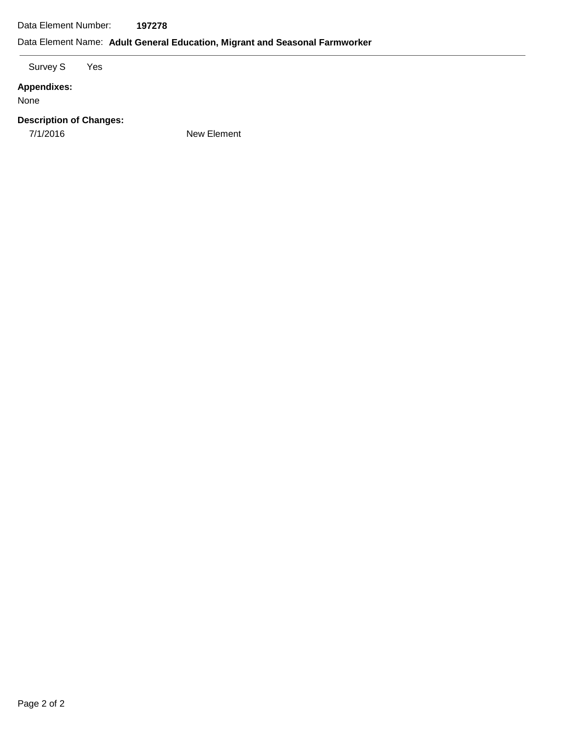Data Element Number: **197278**

Data Element Name: **Adult General Education, Migrant and Seasonal Farmworker**

---

Survey S Yes

**Appendixes:**

None

**Description of Changes:**

| | |
|---|---|
| 7/1/2016 | New Element |